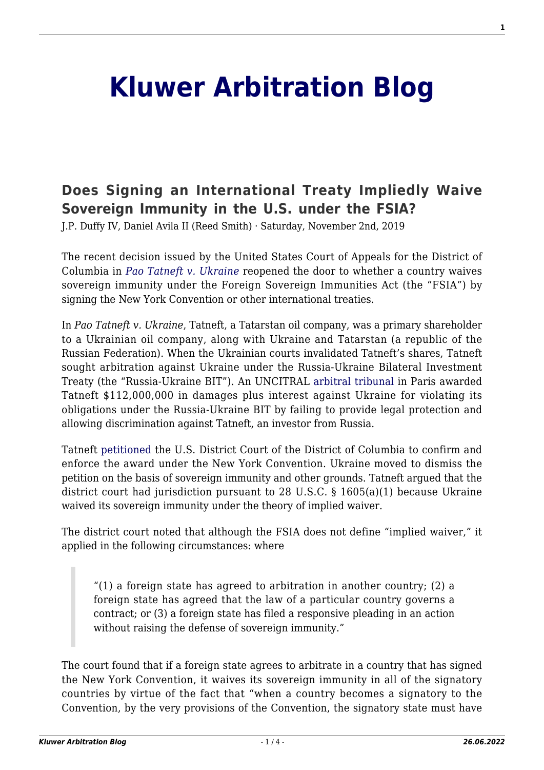# Kluwer Arbitration Blog

## Does Signing an International Treaty Impliedly Waive Sovereign Immunity in the U.S. under the FSIA?

J.P. Duffy IV, Daniel Avila II (Reed Smith) · Saturday, November 2nd, 2019

The recent decision issued by the United States Court of Appeals for the District of Columbia in *Pao Tatneft v. Ukraine* reopened the door to whether a country waives sovereign immunity under the Foreign Sovereign Immunities Act (the "FSIA") by signing the New York Convention or other international treaties.

In *Pao Tatneft v. Ukraine*, Tatneft, a Tatarstan oil company, was a primary shareholder to a Ukrainian oil company, along with Ukraine and Tatarstan (a republic of the Russian Federation). When the Ukrainian courts invalidated Tatneft's shares, Tatneft sought arbitration against Ukraine under the Russia-Ukraine Bilateral Investment Treaty (the "Russia-Ukraine BIT"). An UNCITRAL arbitral tribunal in Paris awarded Tatneft $112,000,000 in damages plus interest against Ukraine for violating its obligations under the Russia-Ukraine BIT by failing to provide legal protection and allowing discrimination against Tatneft, an investor from Russia.

Tatneft petitioned the U.S. District Court of the District of Columbia to confirm and enforce the award under the New York Convention. Ukraine moved to dismiss the petition on the basis of sovereign immunity and other grounds. Tatneft argued that the district court had jurisdiction pursuant to 28 U.S.C. § 1605(a)(1) because Ukraine waived its sovereign immunity under the theory of implied waiver.

The district court noted that although the FSIA does not define "implied waiver," it applied in the following circumstances: where

> "(1) a foreign state has agreed to arbitration in another country; (2) a foreign state has agreed that the law of a particular country governs a contract; or (3) a foreign state has filed a responsive pleading in an action without raising the defense of sovereign immunity."

The court found that if a foreign state agrees to arbitrate in a country that has signed the New York Convention, it waives its sovereign immunity in all of the signatory countries by virtue of the fact that "when a country becomes a signatory to the Convention, by the very provisions of the Convention, the signatory state must have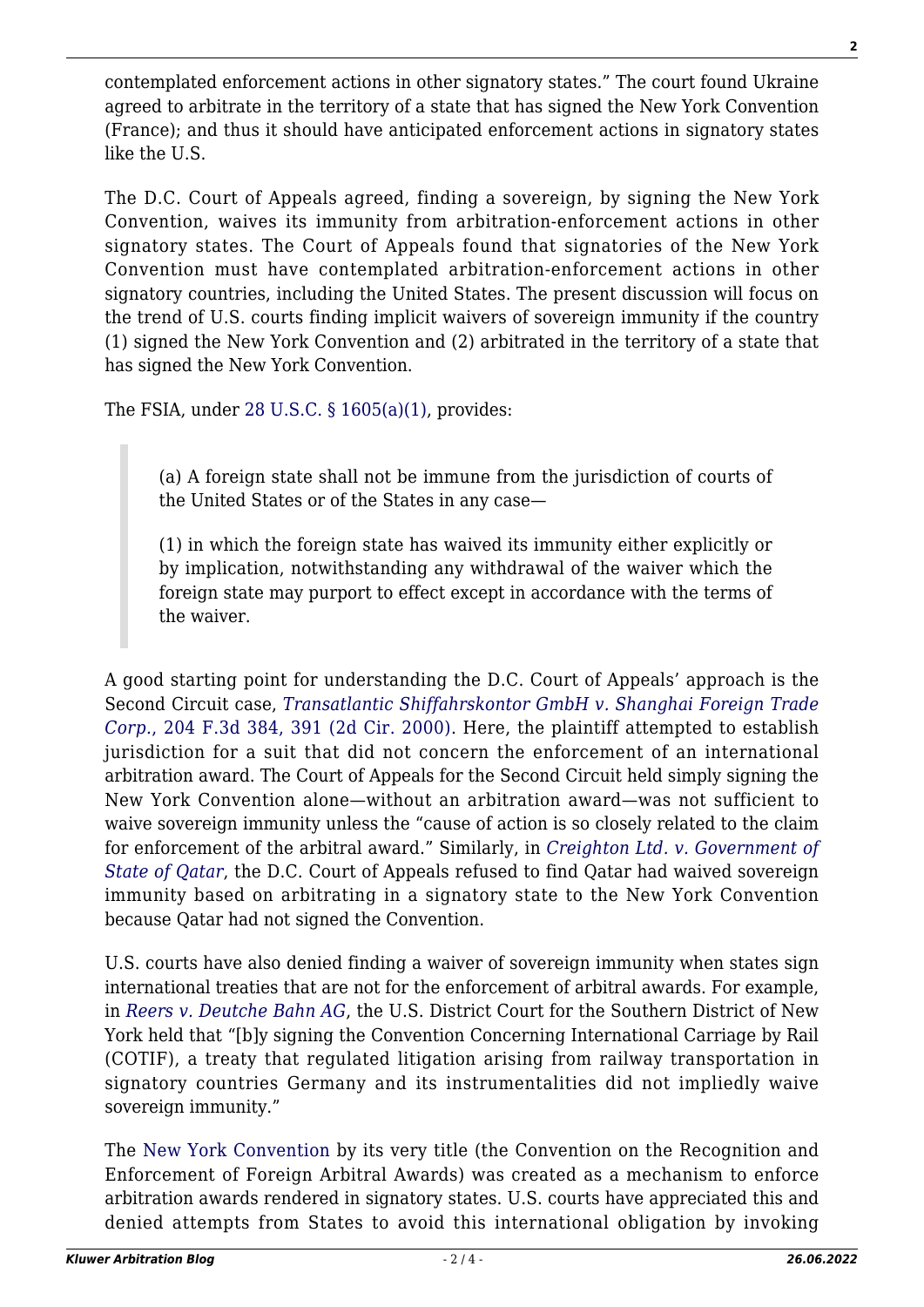contemplated enforcement actions in other signatory states." The court found Ukraine agreed to arbitrate in the territory of a state that has signed the New York Convention (France); and thus it should have anticipated enforcement actions in signatory states like the U.S.

The D.C. Court of Appeals agreed, finding a sovereign, by signing the New York Convention, waives its immunity from arbitration-enforcement actions in other signatory states. The Court of Appeals found that signatories of the New York Convention must have contemplated arbitration-enforcement actions in other signatory countries, including the United States. The present discussion will focus on the trend of U.S. courts finding implicit waivers of sovereign immunity if the country (1) signed the New York Convention and (2) arbitrated in the territory of a state that has signed the New York Convention.

The FSIA, under 28 U.S.C. § 1605(a)(1), provides:

> (a) A foreign state shall not be immune from the jurisdiction of courts of the United States or of the States in any case—
>
> (1) in which the foreign state has waived its immunity either explicitly or by implication, notwithstanding any withdrawal of the waiver which the foreign state may purport to effect except in accordance with the terms of the waiver.

A good starting point for understanding the D.C. Court of Appeals' approach is the Second Circuit case, *Transatlantic Shiffahrskontor GmbH v. Shanghai Foreign Trade Corp.*, 204 F.3d 384, 391 (2d Cir. 2000). Here, the plaintiff attempted to establish jurisdiction for a suit that did not concern the enforcement of an international arbitration award. The Court of Appeals for the Second Circuit held simply signing the New York Convention alone—without an arbitration award—was not sufficient to waive sovereign immunity unless the "cause of action is so closely related to the claim for enforcement of the arbitral award." Similarly, in *Creighton Ltd. v. Government of State of Qatar*, the D.C. Court of Appeals refused to find Qatar had waived sovereign immunity based on arbitrating in a signatory state to the New York Convention because Qatar had not signed the Convention.

U.S. courts have also denied finding a waiver of sovereign immunity when states sign international treaties that are not for the enforcement of arbitral awards. For example, in *Reers v. Deutche Bahn AG*, the U.S. District Court for the Southern District of New York held that "[b]y signing the Convention Concerning International Carriage by Rail (COTIF), a treaty that regulated litigation arising from railway transportation in signatory countries Germany and its instrumentalities did not impliedly waive sovereign immunity."

The New York Convention by its very title (the Convention on the Recognition and Enforcement of Foreign Arbitral Awards) was created as a mechanism to enforce arbitration awards rendered in signatory states. U.S. courts have appreciated this and denied attempts from States to avoid this international obligation by invoking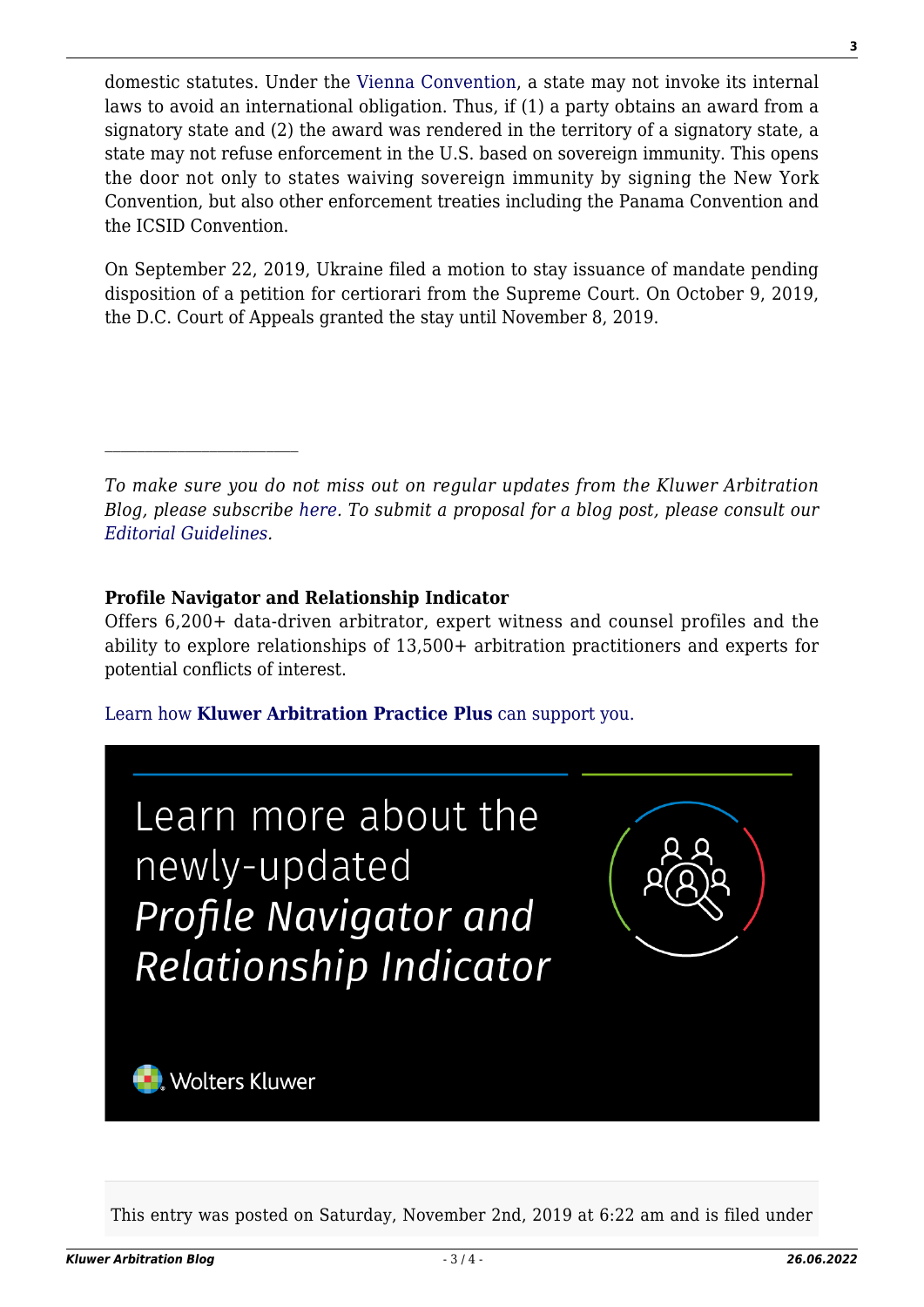domestic statutes. Under the Vienna Convention, a state may not invoke its internal laws to avoid an international obligation. Thus, if (1) a party obtains an award from a signatory state and (2) the award was rendered in the territory of a signatory state, a state may not refuse enforcement in the U.S. based on sovereign immunity. This opens the door not only to states waiving sovereign immunity by signing the New York Convention, but also other enforcement treaties including the Panama Convention and the ICSID Convention.

On September 22, 2019, Ukraine filed a motion to stay issuance of mandate pending disposition of a petition for certiorari from the Supreme Court. On October 9, 2019, the D.C. Court of Appeals granted the stay until November 8, 2019.

---

*To make sure you do not miss out on regular updates from the Kluwer Arbitration Blog, please subscribe here. To submit a proposal for a blog post, please consult our Editorial Guidelines.*

**Profile Navigator and Relationship Indicator**
Offers 6,200+ data-driven arbitrator, expert witness and counsel profiles and the ability to explore relationships of 13,500+ arbitration practitioners and experts for potential conflicts of interest.

Learn how **Kluwer Arbitration Practice Plus** can support you.

Learn more about the newly-updated *Profile Navigator and Relationship Indicator*

Wolters Kluwer

This entry was posted on Saturday, November 2nd, 2019 at 6:22 am and is filed under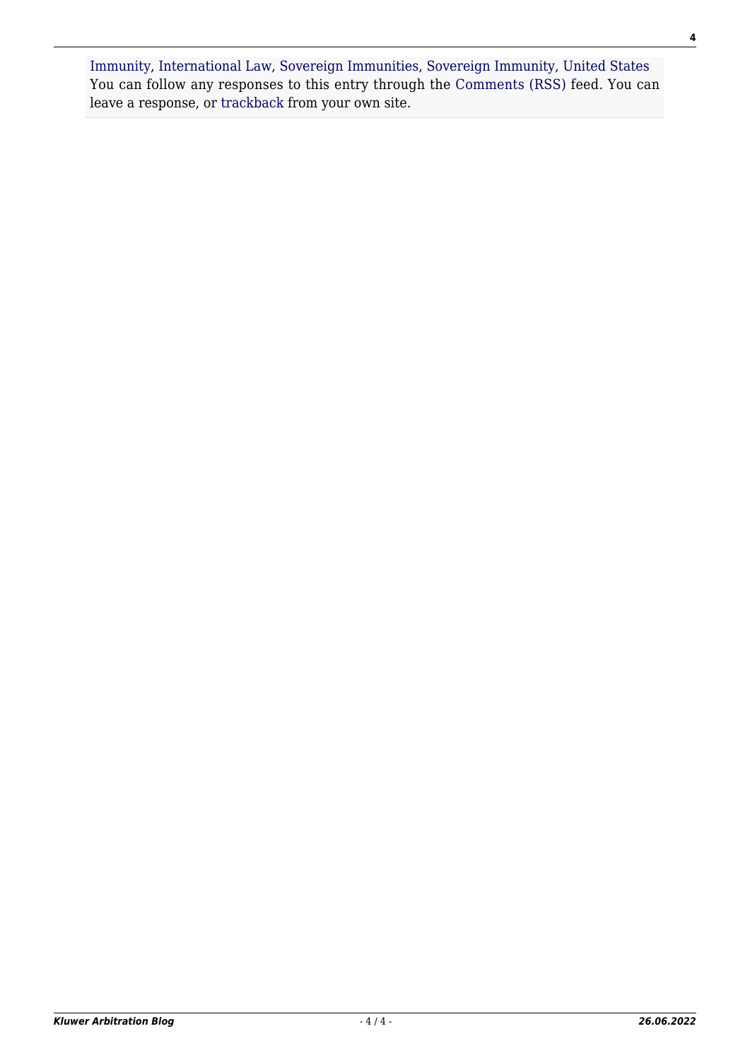Immunity, International Law, Sovereign Immunities, Sovereign Immunity, United States
You can follow any responses to this entry through the Comments (RSS) feed. You can leave a response, or trackback from your own site.